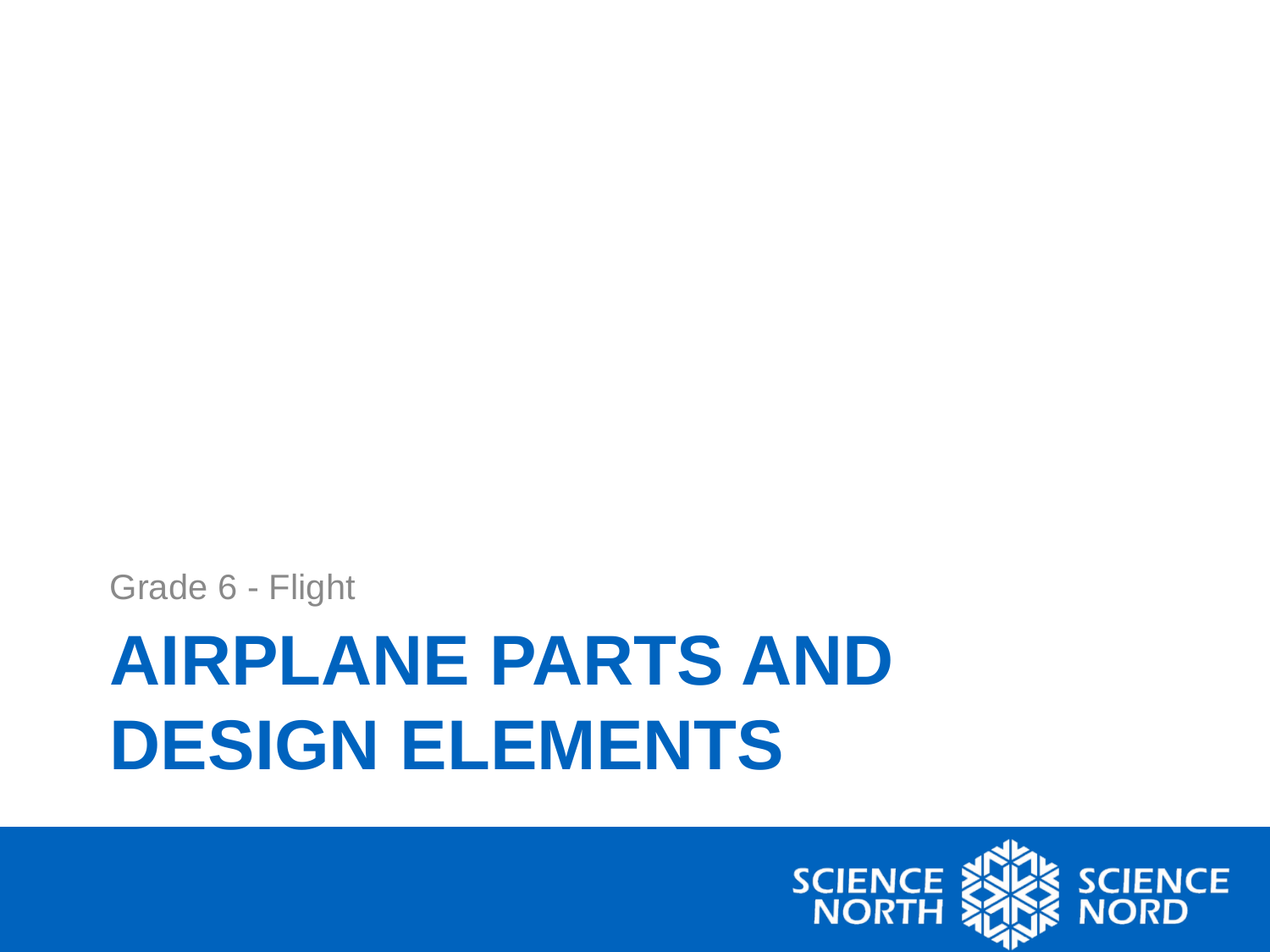Grade 6 - Flight

# AIRPLANE PARTS AND DESIGN ELEMENTS

SCIENCE NORTH SCIENCE NORD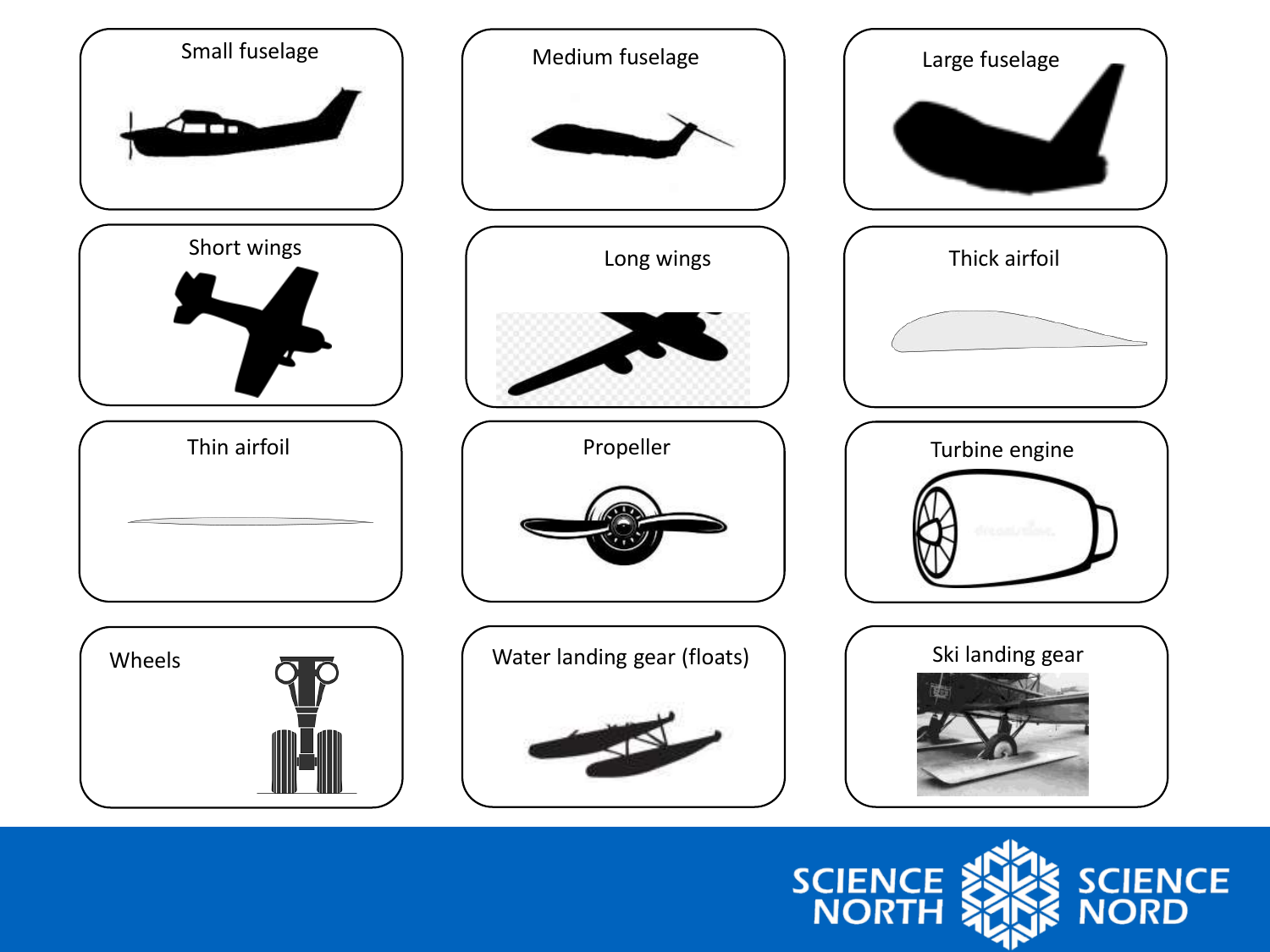Small fuselage

Medium fuselage

Large fuselage

Short wings

Long wings

Thick airfoil

Thin airfoil

Propeller

Turbine engine

Wheels

Water landing gear (floats)

Ski landing gear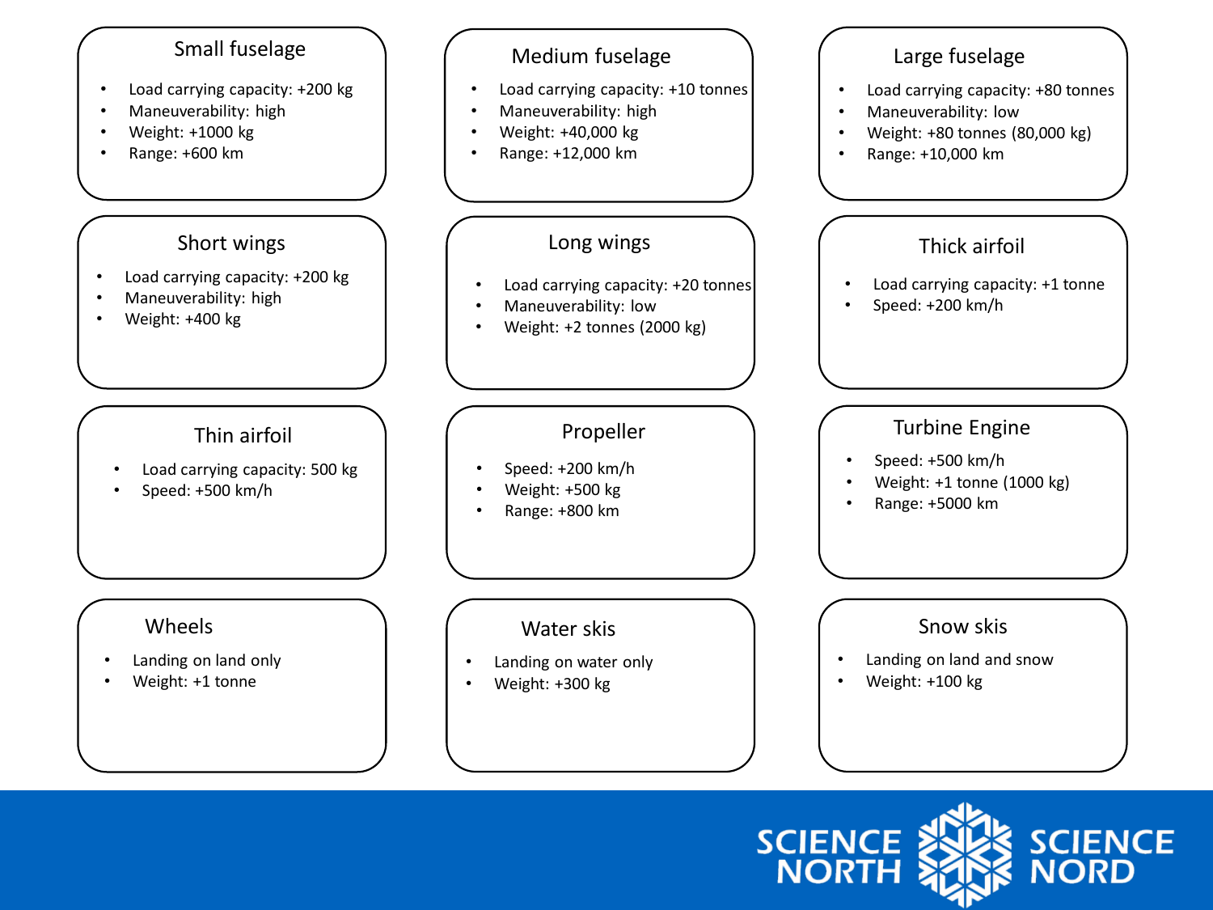### Small fuselage

- Load carrying capacity: +200 kg
- Maneuverability: high
- Weight: +1000 kg
- Range: +600 km

### Medium fuselage

- Load carrying capacity: +10 tonnes
- Maneuverability: high
- Weight: +40,000 kg
- Range: +12,000 km

### Large fuselage

- Load carrying capacity: +80 tonnes
- Maneuverability: low
- Weight: +80 tonnes (80,000 kg)
- Range: +10,000 km

### Short wings

- Load carrying capacity: +200 kg
- Maneuverability: high
- Weight: +400 kg

### Long wings

- Load carrying capacity: +20 tonnes
- Maneuverability: low
- Weight: +2 tonnes (2000 kg)

### Thick airfoil

- Load carrying capacity: +1 tonne
- Speed: +200 km/h

### Thin airfoil

- Load carrying capacity: 500 kg
- Speed: +500 km/h

### Propeller

- Speed: +200 km/h
- Weight: +500 kg
- Range: +800 km

### Turbine Engine

- Speed: +500 km/h
- Weight: +1 tonne (1000 kg)
- Range: +5000 km

### Wheels

- Landing on land only
- Weight: +1 tonne

### Water skis

- Landing on water only
- Weight: +300 kg

### Snow skis

- Landing on land and snow
- Weight: +100 kg